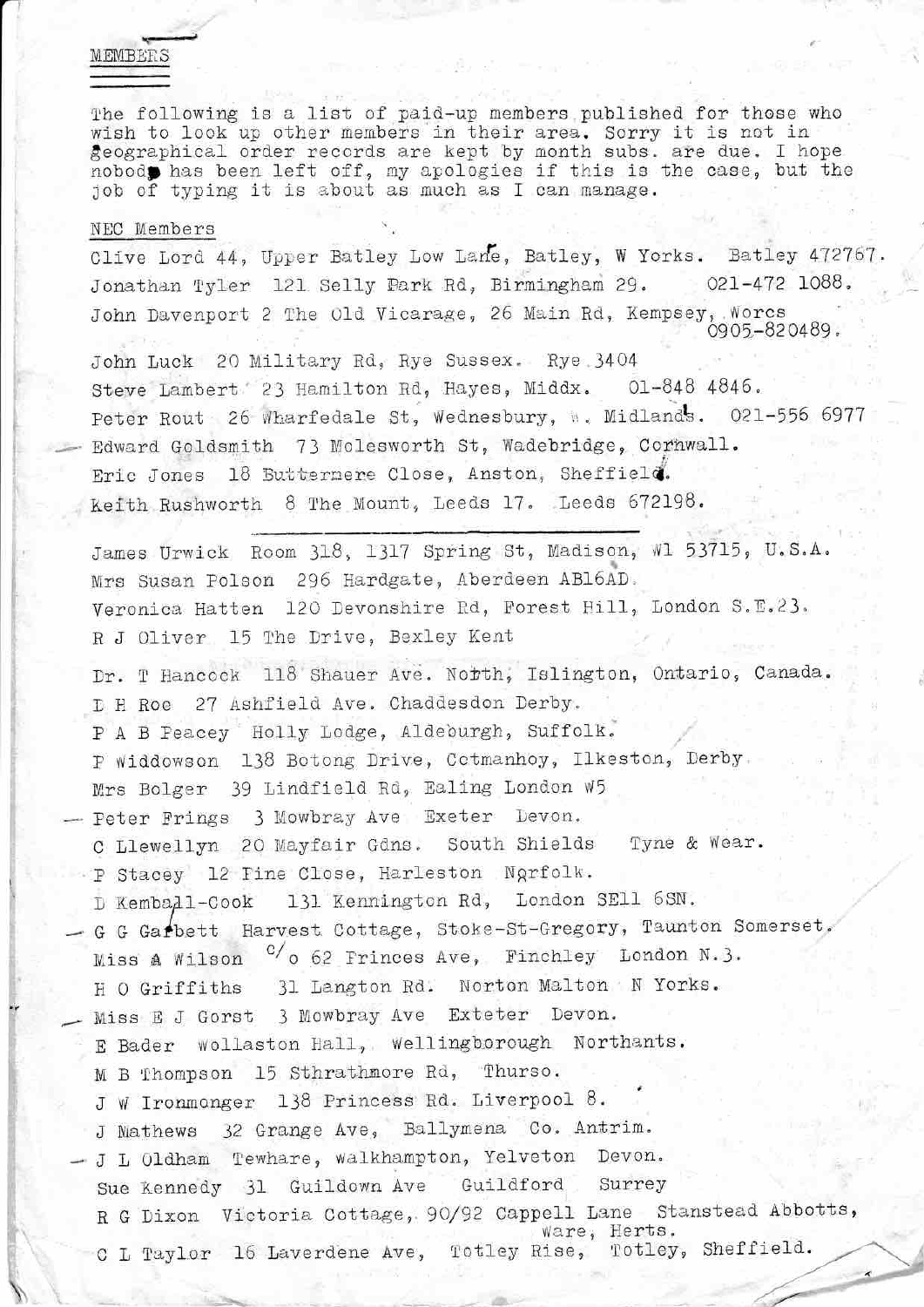## MEMBERS

The following is a list of paid-up members published for those who wish to look up other members in their area. Sorry it is not in geographical order records are kept by month subs. are due. I hope nobody has been left off, my apologies if this is the case, but the job of typing it is about as much as I can manage.

### NEC Members

Clive Lord 44, Upper Batley Low Lane, Batley, W Yorks. Batley 472767.

Jonathan Tyler 121 Selly Park Rd, Birmingham 29. 021-472 1088.

John Davenport 2 The Old Vicarage, 26 Main Rd, Kempsey, Worcs 0905-820489.

John Luck 20 Military Rd, Rye Sussex. Rye 3404

Steve Lambert 23 Hamilton Rd, Hayes, Middx. 01-848 4846.

Peter Rout 26 Wharfedale St, Wednesbury, W. Midlands. 021-556 6977

Edward Goldsmith 73 Molesworth St, Wadebridge, Cornwall.

Eric Jones 18 Buttermere Close, Anston, Sheffield.

Keith Rushworth 8 The Mount, Leeds 17. Leeds 672198.

---

James Urwick Room 318, 1317 Spring St, Madison, WI 53715, U.S.A.

Mrs Susan Polson 296 Hardgate, Aberdeen AB16AD.

Veronica Hatten 120 Devonshire Rd, Forest Hill, London S.E.23.

R J Oliver 15 The Drive, Bexley Kent

Dr. T Hancock 118 Shauer Ave. North, Islington, Ontario, Canada.

D H Roe 27 Ashfield Ave. Chaddesdon Derby.

P A B Peacey Holly Lodge, Aldeburgh, Suffolk.

P Widdowson 138 Botong Drive, Cotmanhoy, Ilkeston, Derby.

Mrs Bolger 39 Lindfield Rd, Ealing London W5

Peter Frings 3 Mowbray Ave Exeter Devon.

C Llewellyn 20 Mayfair Gdns. South Shields Tyne & Wear.

P Stacey 12 Pine Close, Harleston Norfolk.

D Kemball-Cook 131 Kennington Rd, London SE11 6SN.

G G Garbett Harvest Cottage, Stoke-St-Gregory, Taunton Somerset.

Miss A Wilson c/o 62 Princes Ave, Finchley London N.3.

H O Griffiths 31 Langton Rd. Norton Malton N Yorks.

Miss E J Gorst 3 Mowbray Ave Exteter Devon.

E Bader Wollaston Hall, Wellingborough Northants.

M B Thompson 15 Sthrathmore Rd, Thurso.

J W Ironmonger 138 Princess Rd. Liverpool 8.

J Mathews 32 Grange Ave, Ballymena Co. Antrim.

J L Oldham Tewhare, Walkhampton, Yelveton Devon.

Sue Kennedy 31 Guildown Ave Guildford Surrey

R G Dixon Victoria Cottage, 90/92 Cappell Lane Stanstead Abbotts, Ware, Herts.

C L Taylor 16 Laverdene Ave, Totley Rise, Totley, Sheffield.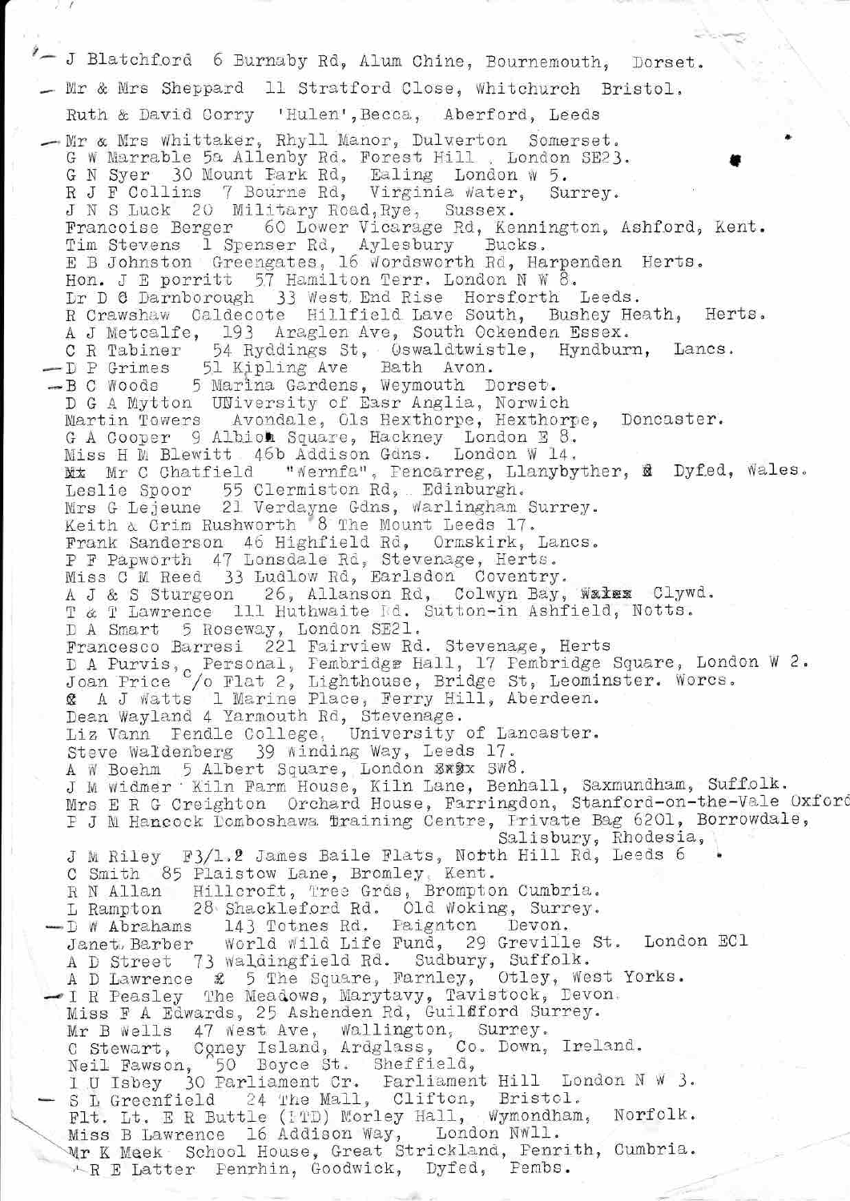- J Blatchford 6 Burnaby Rd, Alum Chine, Bournemouth, Dorset.
- Mr & Mrs Sheppard 11 Stratford Close, Whitchurch Bristol.

Ruth & David Corry 'Hulen', Becca, Aberford, Leeds

- Mr & Mrs Whittaker, Rhyll Manor, Dulverton Somerset.

G W Marrable 5a Allenby Rd. Forest Hill, London SE23.
G N Syer 30 Mount Park Rd, Ealing London W 5.
R J F Collins 7 Bourne Rd, Virginia Water, Surrey.
J N S Luck 20 Military Road, Rye, Sussex.
Francoise Berger 60 Lower Vicarage Rd, Kennington, Ashford, Kent.
Tim Stevens 1 Spenser Rd, Aylesbury Bucks.
E B Johnston Greengates, 16 Wordsworth Rd, Harpenden Herts.
Hon. J E porritt 57 Hamilton Terr. London N W 8.
Dr D G Darnborough 33 West End Rise Horsforth Leeds.
R Crawshaw Caldecote Hillfield Lave South, Bushey Heath, Herts.
A J Metcalfe, 193 Araglen Ave, South Ockenden Essex.
C R Tabiner 54 Ryddings St, Oswaldtwistle, Hyndburn, Lancs.

- D P Grimes 51 Kipling Ave Bath Avon.
- B C Woods 5 Marina Gardens, Weymouth Dorset.

D G A Mytton UNiversity of Easr Anglia, Norwich
Martin Towers Avondale, Ols Hexthorpe, Hexthorpe, Doncaster.
G A Cooper 9 Albion Square, Hackney London E 8.
Miss H M Blewitt 46b Addison Gdns. London W 14.
Mr C Chatfield "Wernfa", Pencarreg, Llanybyther, Dyfed, Wales.
Leslie Spoor 55 Clermiston Rd, Edinburgh.
Mrs G Lejeune 21 Verdayne Gdns, Warlingham Surrey.
Keith & Crim Rushworth 8 The Mount Leeds 17.
Frank Sanderson 46 Highfield Rd, Ormskirk, Lancs.
P F Papworth 47 Lonsdale Rd, Stevenage, Herts.
Miss C M Reed 33 Ludlow Rd, Earlsdon Coventry.
A J & S Sturgeon 26, Allanson Rd, Colwyn Bay, Clywd.
T & T Lawrence 111 Huthwaite Rd. Sutton-in Ashfield, Notts.
D A Smart 5 Roseway, London SE21.
Francesco Barresi 221 Fairview Rd. Stevenage, Herts
D A Purvis, Personal, Pembridge Hall, 17 Pembridge Square, London W 2.
Joan Price c/o Flat 2, Lighthouse, Bridge St, Leominster. Worcs.
A J Watts 1 Marine Place, Ferry Hill, Aberdeen.
Dean Wayland 4 Yarmouth Rd, Stevenage.
Liz Vann Pendle College, University of Lancaster.
Steve Waldenberg 39 Winding Way, Leeds 17.
A W Boehm 5 Albert Square, London SW8.
J M Widmer Kiln Farm House, Kiln Lane, Benhall, Saxmundham, Suffolk.
Mrs E R G Creighton Orchard House, Farringdon, Stanford-on-the-Vale Oxford
P J M Hancock Domboshawa Training Centre, Private Bag 6201, Borrowdale, Salisbury, Rhodesia,
J M Riley F3/1.2 James Baile Flats, North Hill Rd, Leeds 6
C Smith 85 Plaistow Lane, Bromley, Kent.
R N Allan Hillcroft, Tree Grds, Brompton Cumbria.
L Rampton 28 Shackleford Rd. Old Woking, Surrey.

- D W Abrahams 143 Totnes Rd. Paignton Devon.

Janet Barber World Wild Life Fund, 29 Greville St. London EC1
A D Street 73 Waldingfield Rd. Sudbury, Suffolk.
A D Lawrence 5 The Square, Farnley, Otley, West Yorks.

- I R Peasley The Meadows, Marytavy, Tavistock, Devon.

Miss F A Edwards, 25 Ashenden Rd, Guildford Surrey.
Mr B Wells 47 West Ave, Wallington, Surrey.
C Stewart, Coney Island, Ardglass, Co. Down, Ireland.
Neil Fawson, 50 Boyce St. Sheffield,
I U Isbey 30 Parliament Cr. Parliament Hill London N W 3.

- S L Greenfield 24 The Mall, Clifton, Bristol.

Flt. Lt. E R Buttle (ITD) Morley Hall, Wymondham, Norfolk.
Miss B Lawrence 16 Addison Way, London NW11.
Mr K Meek School House, Great Strickland, Penrith, Cumbria.
R E Latter Penrhin, Goodwick, Dyfed, Pembs.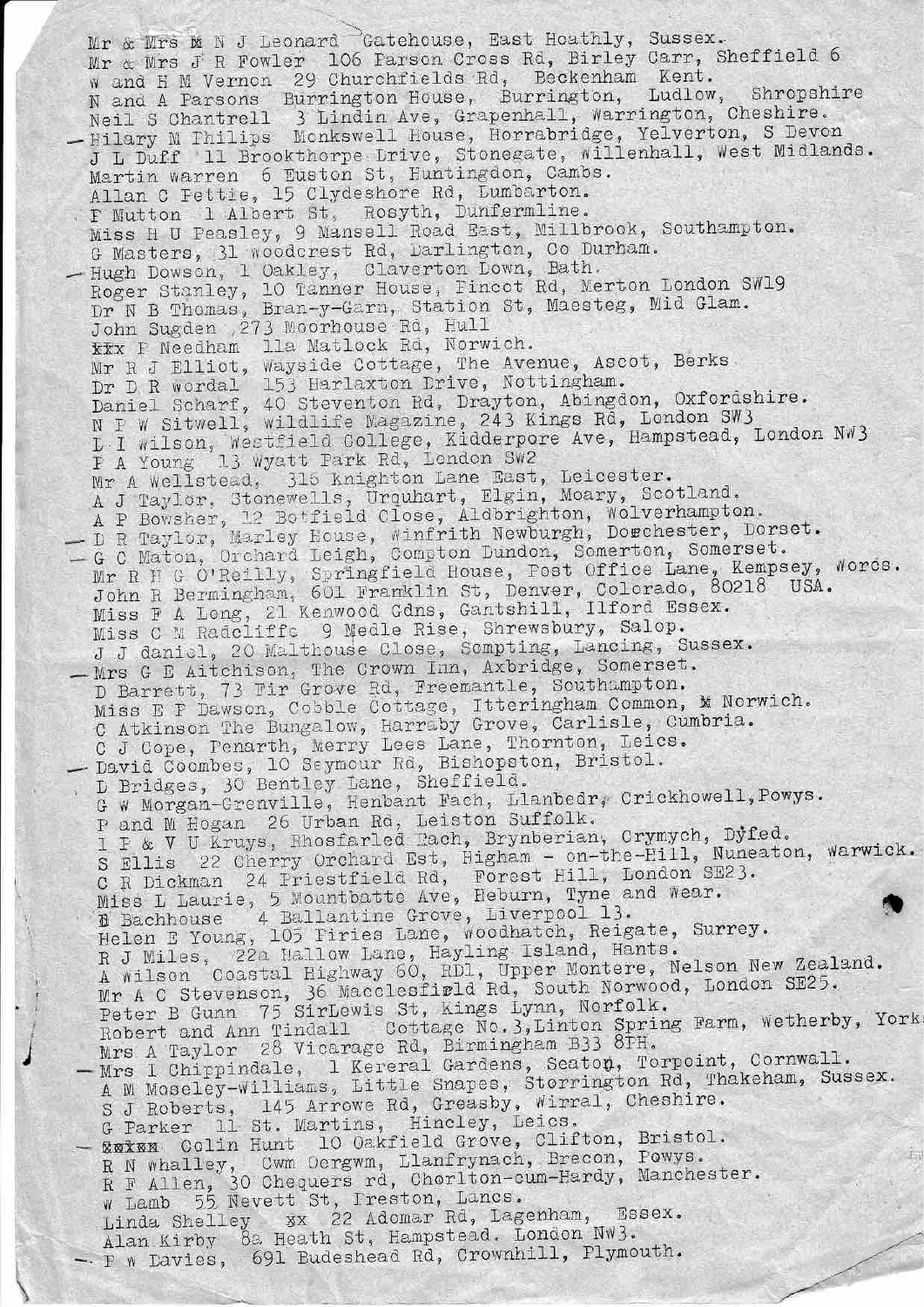Mr & Mrs M N J Leonard Gatehouse, East Hoathly, Sussex.
Mr & Mrs J R Fowler 106 Parson Cross Rd, Birley Carr, Sheffield 6
W and H M Vernon 29 Churchfields Rd, Beckenham Kent.
N and A Parsons Burrington House, Burrington, Ludlow, Shropshire
Neil S Chantrell 3 Lindin Ave, Grapenhall, Warrington, Cheshire.
- Hilary M Philips Monkswell House, Horrabridge, Yelverton, S Devon
J L Duff 11 Brookthorpe Drive, Stonegate, Willenhall, West Midlands.
Martin Warren 6 Euston St, Huntingdon, Cambs.
Allan C Pettie, 15 Clydeshore Rd, Dumbarton.
F Mutton 1 Albert St, Rosyth, Dunfermline.
Miss H U Peasley, 9 Mansell Road East, Millbrook, Southampton.
G Masters, 31 Woodcrest Rd, Darlington, Co Durham.
- Hugh Dowson, 1 Oakley, Claverton Down, Bath.
Roger Stanley, 10 Tanner House, Pincot Rd, Merton London SW19
Dr N B Thomas, Bran-y-Garn, Station St, Maesteg, Mid Glam.
John Sugden, 273 Moorhouse Rd, Hull
xxx P Needham 11a Matlock Rd, Norwich.
Mr R J Elliot, Wayside Cottage, The Avenue, Ascot, Berks
Dr D R Wordal 153 Harlaxton Drive, Nottingham.
Daniel Scharf, 40 Steventon Rd, Drayton, Abingdon, Oxfordshire.
N P W Sitwell, Wildlife Magazine, 243 Kings Rd, London SW3
L I Wilson, Westfield College, Kidderpore Ave, Hampstead, London NW3
P A Young 13 Wyatt Park Rd, London SW2
Mr A Wellstead, 316 Knighton Lane East, Leicester.
A J Taylor, Stonewells, Urquhart, Elgin, Moary, Scotland.
A P Bowsher, 12 Botfield Close, Aldbrighton, Wolverhampton.
- D R Taylor, Marley House, Winfrith Newburgh, Dorchester, Dorset.
- G C Maton, Orchard Leigh, Compton Dundon, Somerton, Somerset.
Mr R H G O'Reilly, Springfield House, Post Office Lane, Kempsey, Worcs.
John R Bermingham, 601 Franklin St, Denver, Colorado, 80218 USA.
Miss F A Long, 21 Kenwood Gdns, Gantshill, Ilford Essex.
Miss C M Radcliffe 9 Medle Rise, Shrewsbury, Salop.
J J daniel, 20 Malthouse Close, Sompting, Lancing, Sussex.
- Mrs G E Aitchison, The Crown Inn, Axbridge, Somerset.
D Barrett, 73 Fir Grove Rd, Freemantle, Southampton.
Miss E P Dawson, Cobble Cottage, Itteringham Common, x Norwich.
C Atkinson The Bungalow, Harraby Grove, Carlisle, Cumbria.
C J Cope, Penarth, Merry Lees Lane, Thornton, Leics.
- David Coombes, 10 Seymour Rd, Bishopston, Bristol.
D Bridges, 30 Bentley Lane, Sheffield.
G W Morgan-Grenville, Henbant Fach, Llanbedr, Crickhowell, Powys.
P and M Hogan 26 Urban Rd, Leiston Suffolk.
I P & V U Kruys, Rhosfarled Fach, Brynberian, Crymych, Dyfed.
S Ellis 22 Cherry Orchard Est, Higham - on-the-Hill, Nuneaton, Warwick.
C R Dickman 24 Priestfield Rd, Forest Hill, London SE23.
Miss L Laurie, 5 Mountbatte Ave, Hebburn, Tyne and Wear.
E Bachhouse 4 Ballantine Grove, Liverpool 13.
Helen E Young, 105 Piries Lane, Woodhatch, Reigate, Surrey.
R J Miles, 22a Hallow Lane, Hayling Island, Hants.
A Wilson Coastal Highway 60, RD1, Upper Montere, Nelson New Zealand.
Mr A C Stevenson, 36 Macclesfield Rd, South Norwood, London SE25.
Peter B Gunn 75 SirLewis St, Kings Lynn, Norfolk.
Robert and Ann Tindall Cottage No.3, Linton Spring Farm, Wetherby, York
Mrs A Taylor 28 Vicarage Rd, Birmingham B33 8PH.
- Mrs I Chippindale, 1 Kereral Gardens, Seaton, Torpoint, Cornwall.
A M Moseley-Williams, Little Snapes, Storrington Rd, Thakeham, Sussex.
S J Roberts, 145 Arrowe Rd, Greasby, Wirral, Cheshire.
G Parker 11 St. Martins, Hincley, Leics.
- xxxxx Colin Hunt 10 Oakfield Grove, Clifton, Bristol.
R N Whalley, Cwm Oergwm, Llanfrynach, Brecon, Powys.
R F Allen, 30 Chequers rd, Chorlton-cum-Hardy, Manchester.
W Lamb 55 Nevett St, Preston, Lancs.
Linda Shelley xx 22 Adomar Rd, Dagenham, Essex.
Alan Kirby 8a Heath St, Hampstead. London NW3.
- P W Davies, 691 Budeshead Rd, Crownhill, Plymouth.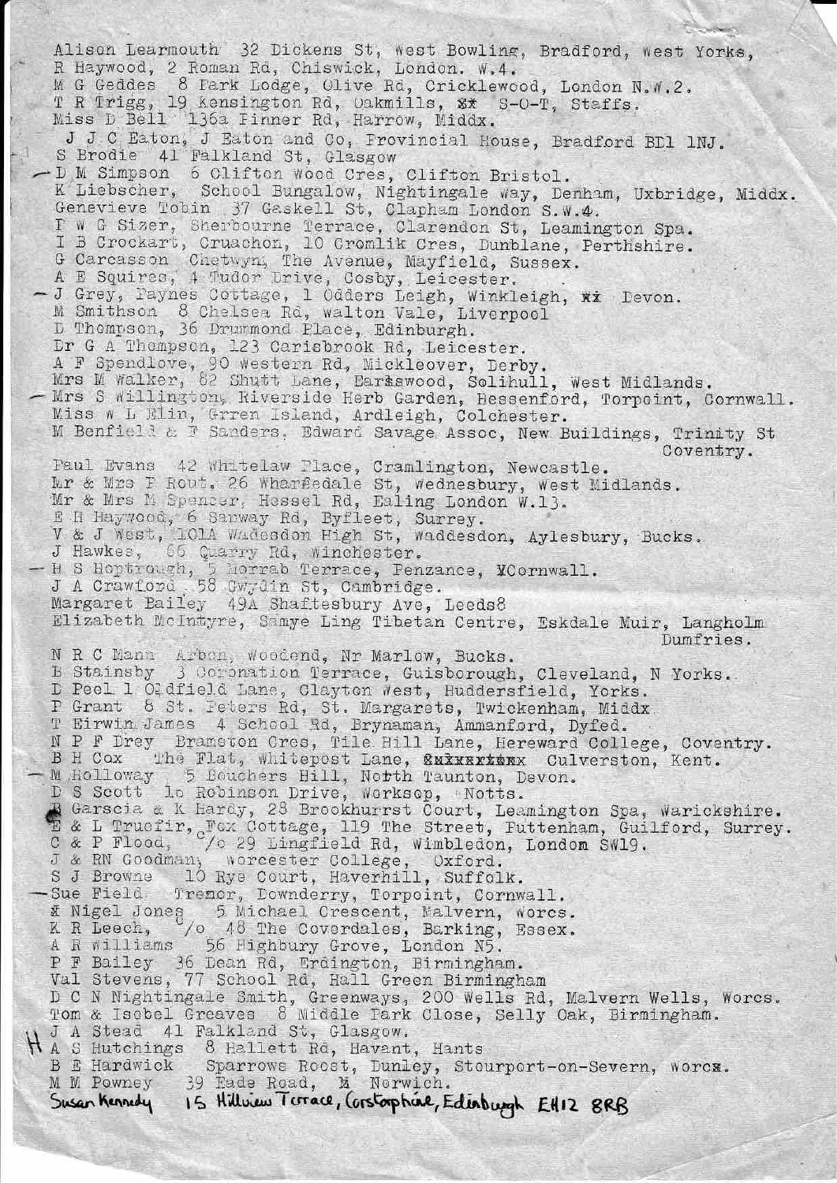Alison Learmouth 32 Dickens St, West Bowling, Bradford, West Yorks,
R Haywood, 2 Roman Rd, Chiswick, London. W.4.
M G Geddes 8 Park Lodge, Olive Rd, Cricklewood, London N.W.2.
T R Trigg, 19 Kensington Rd, Oakmills, ~~xx~~ S-O-T, Staffs.
Miss D Bell 136a Pinner Rd, Harrow, Middx.
J J C Eaton, J Eaton and Co, Provincial House, Bradford BD1 1NJ.
S Brodie 41 Falkland St, Glasgow
– D M Simpson 6 Clifton Wood Cres, Clifton Bristol.
K Liebscher, School Bungalow, Nightingale Way, Denham, Uxbridge, Middx.
Genevieve Tobin 37 Gaskell St, Clapham London S.W.4.
F W G Sizer, Sherbourne Terrace, Clarendon St, Leamington Spa.
I B Crockart, Cruachon, 10 Cromlik Cres, Dunblane, Perthshire.
G Carcasson Chetwyn, The Avenue, Mayfield, Sussex.
A E Squires, 4 Tudor Drive, Cosby, Leicester.
– J Grey, Paynes Cottage, 1 Odders Leigh, Winkleigh, ~~xx~~ Devon.
M Smithson 8 Chelsea Rd, Walton Vale, Liverpool
D Thompson, 36 Drummond Place, Edinburgh.
Dr G A Thompson, 123 Carisbrook Rd, Leicester.
A F Spendlove, 90 Western Rd, Mickleover, Derby.
Mrs M Walker, 82 Shutt Lane, Earlswood, Solihull, West Midlands.
– Mrs S Willington, Riverside Herb Garden, Hessenford, Torpoint, Cornwall.
Miss W L Elin, Grren Island, Ardleigh, Colchester.
M Benfield & F Sanders, Edward Savage Assoc, New Buildings, Trinity St Coventry.
Paul Evans 42 Whitelaw Place, Cramlington, Newcastle.
Mr & Mrs F Rout, 26 Wharfedale St, Wednesbury, West Midlands.
Mr & Mrs M Spencer, Hessel Rd, Ealing London W.13.
E H Haywood, 6 Sanway Rd, Byfleet, Surrey.
V & J West, 101A Wadesdon High St, Waddesdon, Aylesbury, Bucks.
J Hawkes, 66 Quarry Rd, Winchester.
– H S Hoptrough, 5 Morrab Terrace, Penzance, ~~X~~Cornwall.
J A Crawford, 58 Gwydin St, Cambridge.
Margaret Bailey 49A Shaftesbury Ave, Leeds8
Elizabeth McIntyre, Samye Ling Tibetan Centre, Eskdale Muir, Langholm Dumfries.
N R C Mann Arbon, Woodend, Nr Marlow, Bucks.
B Stainsby 3 Coronation Terrace, Guisborough, Cleveland, N Yorks.
D Peel 1 Oldfield Lane, Clayton West, Huddersfield, Yorks.
P Grant 8 St. Peters Rd, St. Margarets, Twickenham, Middx.
T Eirwin James 4 School Rd, Brynaman, Ammanford, Dyfed.
N P F Drey Bramston Cres, Tile Hill Lane, Hereward College, Coventry.
B H Cox The Flat, Whitepost Lane, ~~xxxxxxxx~~ Culverston, Kent.
– M Holloway 5 Bouchers Hill, North Taunton, Devon.
D S Scott 16 Robinson Drive, Worksop, Notts.
B Garscia & K Hardy, 28 Brookhurrst Court, Leamington Spa, Warickshire.
E & L Truefir, c/o Fox Cottage, 119 The Street, Puttenham, Guilford, Surrey.
C & P Flood, c/o 29 Lingfield Rd, Wimbledon, Londom SW19.
J & RN Goodman, Worcester College, Oxford.
S J Browne 10 Rye Court, Haverhill, Suffolk.
– Sue Field Tremor, Downderry, Torpoint, Cornwall.
~~x~~ Nigel Jones 5 Michael Crescent, Malvern, Worcs.
K R Leech, c/o 48 The Coverdales, Barking, Essex.
A R Williams 56 Highbury Grove, London N5.
P F Bailey 36 Dean Rd, Erdington, Birmingham.
Val Stevens, 77 School Rd, Hall Green Birmingham
D C N Nightingale Smith, Greenways, 200 Wells Rd, Malvern Wells, Worcs.
Tom & Isobel Greaves 8 Middle Park Close, Selly Oak, Birmingham.
J A Stead 41 Falkland St, Glasgow.
H A S Hutchings 8 Hallett Rd, Havant, Hants
B E Hardwick Sparrows Roost, Dunley, Stourport-on-Severn, Worcs.
M M Powney 39 Eade Road, ~~M~~ Norwich.
Susan Kennedy 15 Hillview Terrace, Corstorphine, Edinburgh EH12 8RB